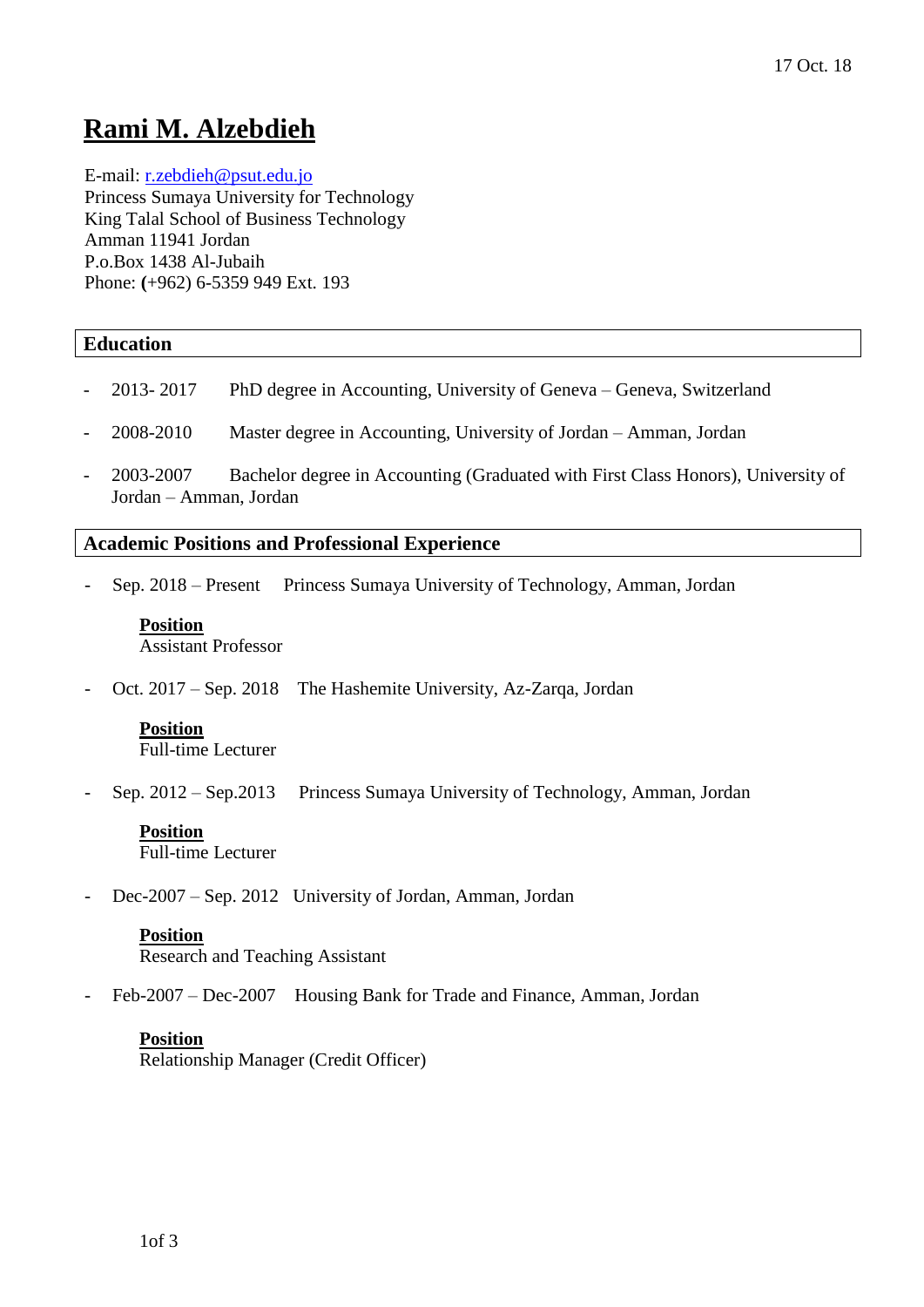17 Oct. 18

# Rami M. Alzebdieh

E-mail: r.zebdieh@psut.edu.jo
Princess Sumaya University for Technology
King Talal School of Business Technology
Amman 11941 Jordan
P.o.Box 1438 Al-Jubaih
Phone: (+962) 6-5359 949 Ext. 193

## Education

- 2013- 2017 PhD degree in Accounting, University of Geneva – Geneva, Switzerland
- 2008-2010 Master degree in Accounting, University of Jordan – Amman, Jordan
- 2003-2007 Bachelor degree in Accounting (Graduated with First Class Honors), University of Jordan – Amman, Jordan

## Academic Positions and Professional Experience

- Sep. 2018 – Present Princess Sumaya University of Technology, Amman, Jordan

  **Position**
  Assistant Professor

- Oct. 2017 – Sep. 2018 The Hashemite University, Az-Zarqa, Jordan

  **Position**
  Full-time Lecturer

- Sep. 2012 – Sep.2013 Princess Sumaya University of Technology, Amman, Jordan

  **Position**
  Full-time Lecturer

- Dec-2007 – Sep. 2012 University of Jordan, Amman, Jordan

  **Position**
  Research and Teaching Assistant

- Feb-2007 – Dec-2007 Housing Bank for Trade and Finance, Amman, Jordan

  **Position**
  Relationship Manager (Credit Officer)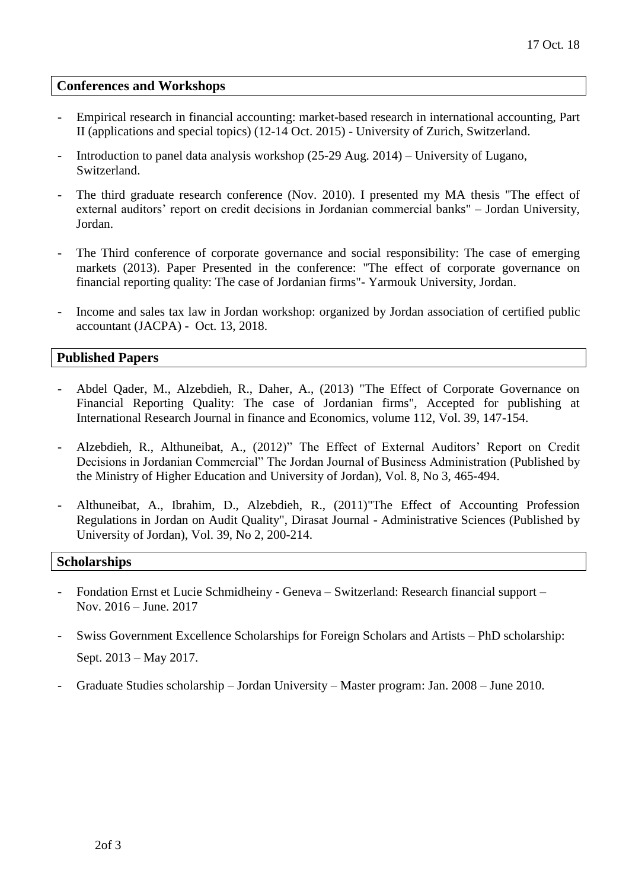## Conferences and Workshops

- Empirical research in financial accounting: market-based research in international accounting, Part II (applications and special topics) (12-14 Oct. 2015) - University of Zurich, Switzerland.
- Introduction to panel data analysis workshop (25-29 Aug. 2014) – University of Lugano, Switzerland.
- The third graduate research conference (Nov. 2010). I presented my MA thesis "The effect of external auditors' report on credit decisions in Jordanian commercial banks" – Jordan University, Jordan.
- The Third conference of corporate governance and social responsibility: The case of emerging markets (2013). Paper Presented in the conference: "The effect of corporate governance on financial reporting quality: The case of Jordanian firms"- Yarmouk University, Jordan.
- Income and sales tax law in Jordan workshop: organized by Jordan association of certified public accountant (JACPA) - Oct. 13, 2018.

## Published Papers

- Abdel Qader, M., Alzebdieh, R., Daher, A., (2013) "The Effect of Corporate Governance on Financial Reporting Quality: The case of Jordanian firms", Accepted for publishing at International Research Journal in finance and Economics, volume 112, Vol. 39, 147-154.
- Alzebdieh, R., Althuneibat, A., (2012)" The Effect of External Auditors' Report on Credit Decisions in Jordanian Commercial" The Jordan Journal of Business Administration (Published by the Ministry of Higher Education and University of Jordan), Vol. 8, No 3, 465-494.
- Althuneibat, A., Ibrahim, D., Alzebdieh, R., (2011)"The Effect of Accounting Profession Regulations in Jordan on Audit Quality", Dirasat Journal - Administrative Sciences (Published by University of Jordan), Vol. 39, No 2, 200-214.

## Scholarships

- Fondation Ernst et Lucie Schmidheiny - Geneva – Switzerland: Research financial support – Nov. 2016 – June. 2017
- Swiss Government Excellence Scholarships for Foreign Scholars and Artists – PhD scholarship: Sept. 2013 – May 2017.
- Graduate Studies scholarship – Jordan University – Master program: Jan. 2008 – June 2010.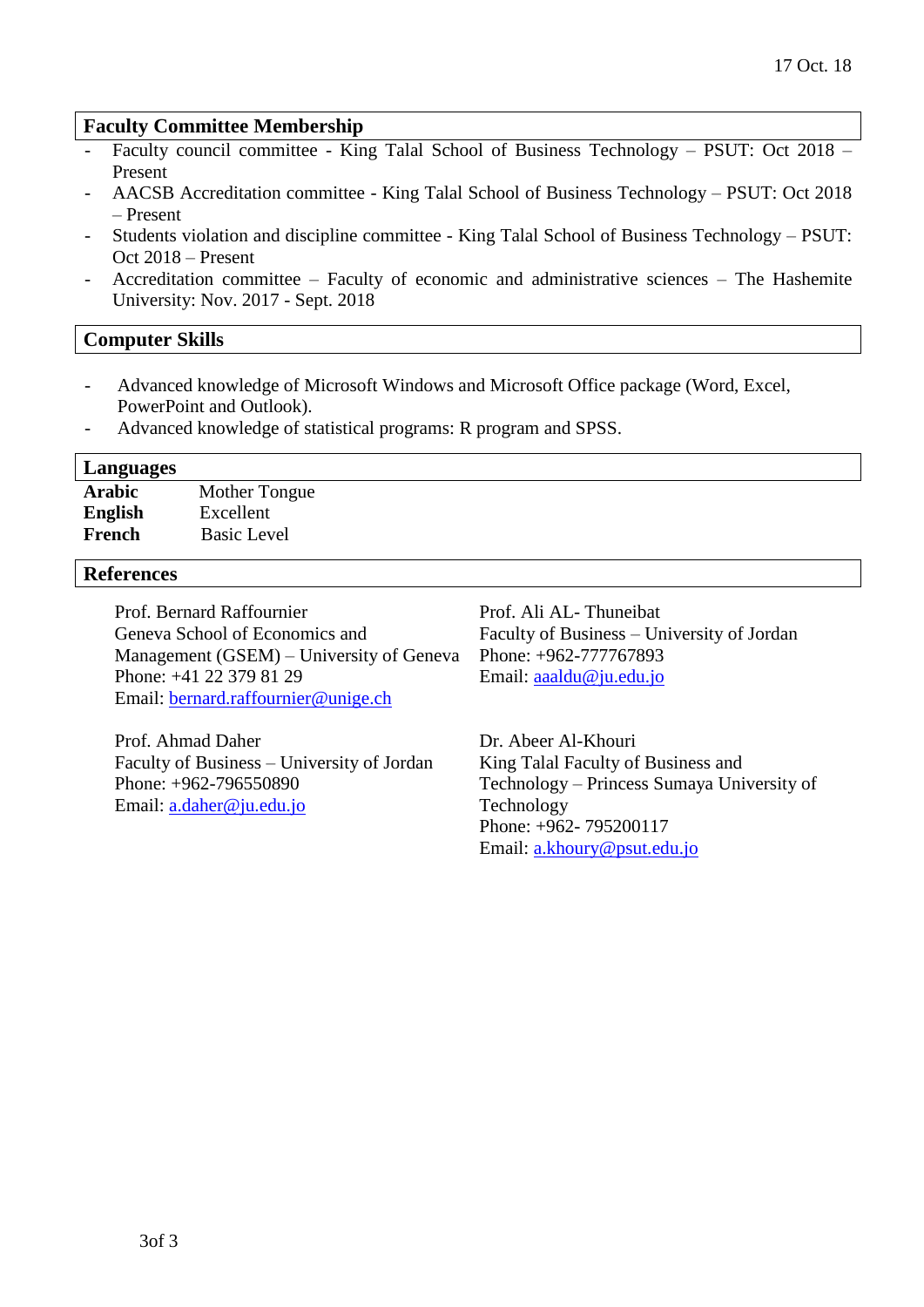## Faculty Committee Membership

- Faculty council committee - King Talal School of Business Technology – PSUT: Oct 2018 – Present
- AACSB Accreditation committee - King Talal School of Business Technology – PSUT: Oct 2018 – Present
- Students violation and discipline committee - King Talal School of Business Technology – PSUT: Oct 2018 – Present
- Accreditation committee – Faculty of economic and administrative sciences – The Hashemite University: Nov. 2017 - Sept. 2018

## Computer Skills

- Advanced knowledge of Microsoft Windows and Microsoft Office package (Word, Excel, PowerPoint and Outlook).
- Advanced knowledge of statistical programs: R program and SPSS.

## Languages

| | |
|---|---|
| **Arabic** | Mother Tongue |
| **English** | Excellent |
| **French** | Basic Level |

## References

Prof. Bernard Raffournier
Geneva School of Economics and Management (GSEM) – University of Geneva
Phone: +41 22 379 81 29
Email: bernard.raffournier@unige.ch

Prof. Ali AL- Thuneibat
Faculty of Business – University of Jordan
Phone: +962-777767893
Email: aaaldu@ju.edu.jo

Prof. Ahmad Daher
Faculty of Business – University of Jordan
Phone: +962-796550890
Email: a.daher@ju.edu.jo

Dr. Abeer Al-Khouri
King Talal Faculty of Business and Technology – Princess Sumaya University of Technology
Phone: +962- 795200117
Email: a.khoury@psut.edu.jo